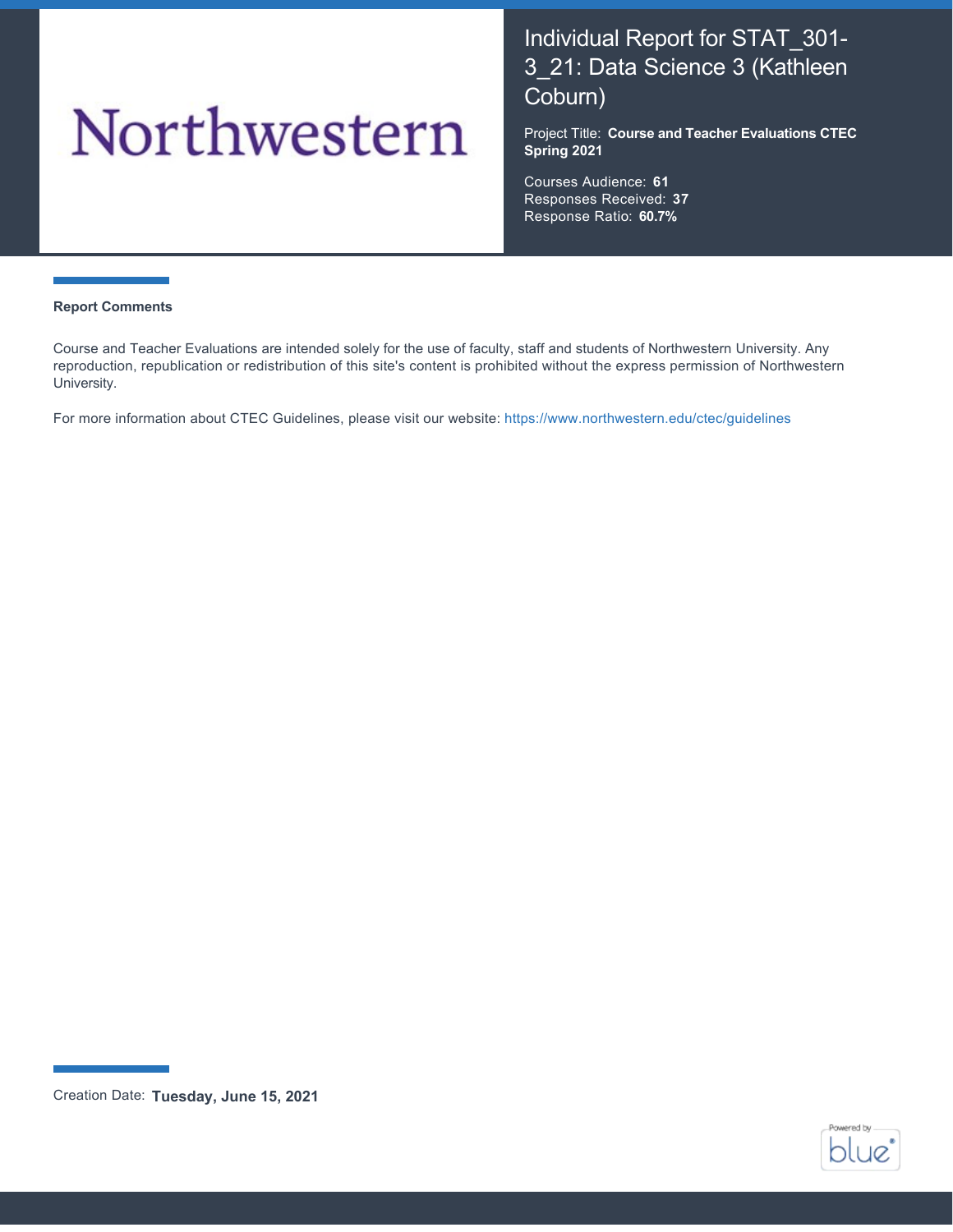Northwestern

# Individual Report for STAT_301-3_21: Data Science 3 (Kathleen Coburn)

Project Title: **Course and Teacher Evaluations CTEC Spring 2021**

Courses Audience: **61**
Responses Received: **37**
Response Ratio: **60.7%**

## Report Comments

Course and Teacher Evaluations are intended solely for the use of faculty, staff and students of Northwestern University. Any reproduction, republication or redistribution of this site's content is prohibited without the express permission of Northwestern University.

For more information about CTEC Guidelines, please visit our website: https://www.northwestern.edu/ctec/guidelines

Creation Date: **Tuesday, June 15, 2021**

Powered by blue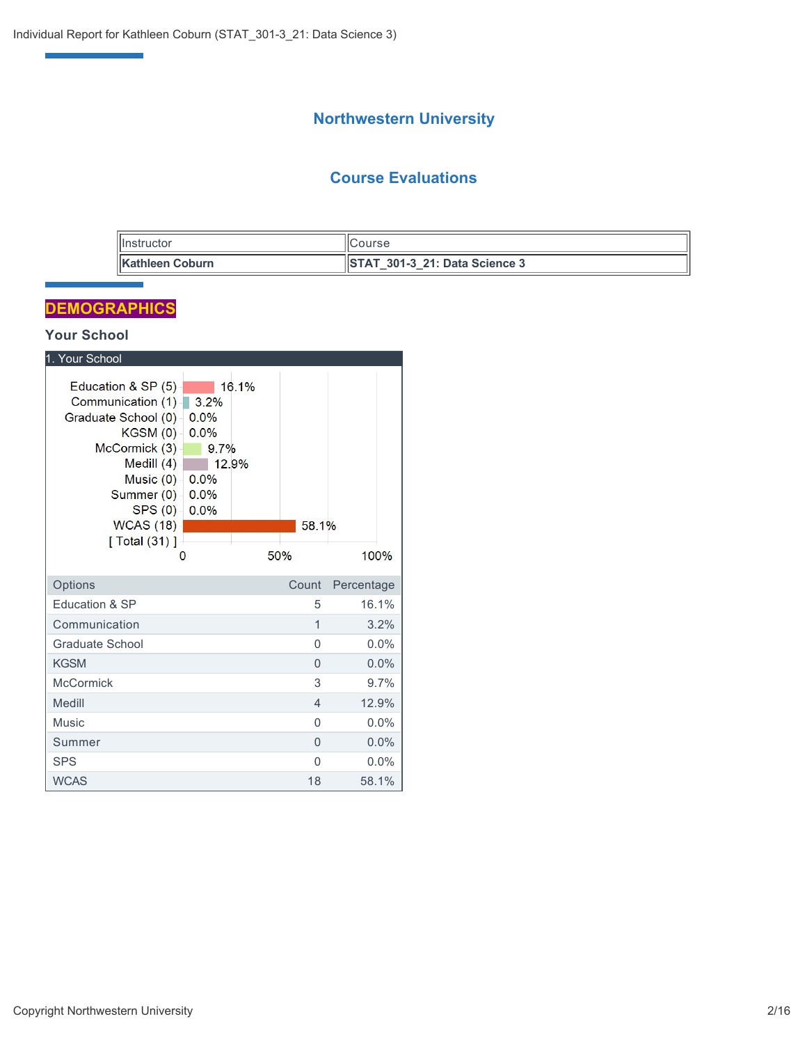# Northwestern University

## Course Evaluations

| Instructor | Course |
| --- | --- |
| **Kathleen Coburn** | **STAT_301-3_21: Data Science 3** |

## DEMOGRAPHICS

### Your School

1. Your School

| Options | Count | Percentage |
| --- | --- | --- |
| Education & SP | 5 | 16.1% |
| Communication | 1 | 3.2% |
| Graduate School | 0 | 0.0% |
| KGSM | 0 | 0.0% |
| McCormick | 3 | 9.7% |
| Medill | 4 | 12.9% |
| Music | 0 | 0.0% |
| Summer | 0 | 0.0% |
| SPS | 0 | 0.0% |
| WCAS | 18 | 58.1% |

[ Total (31) ]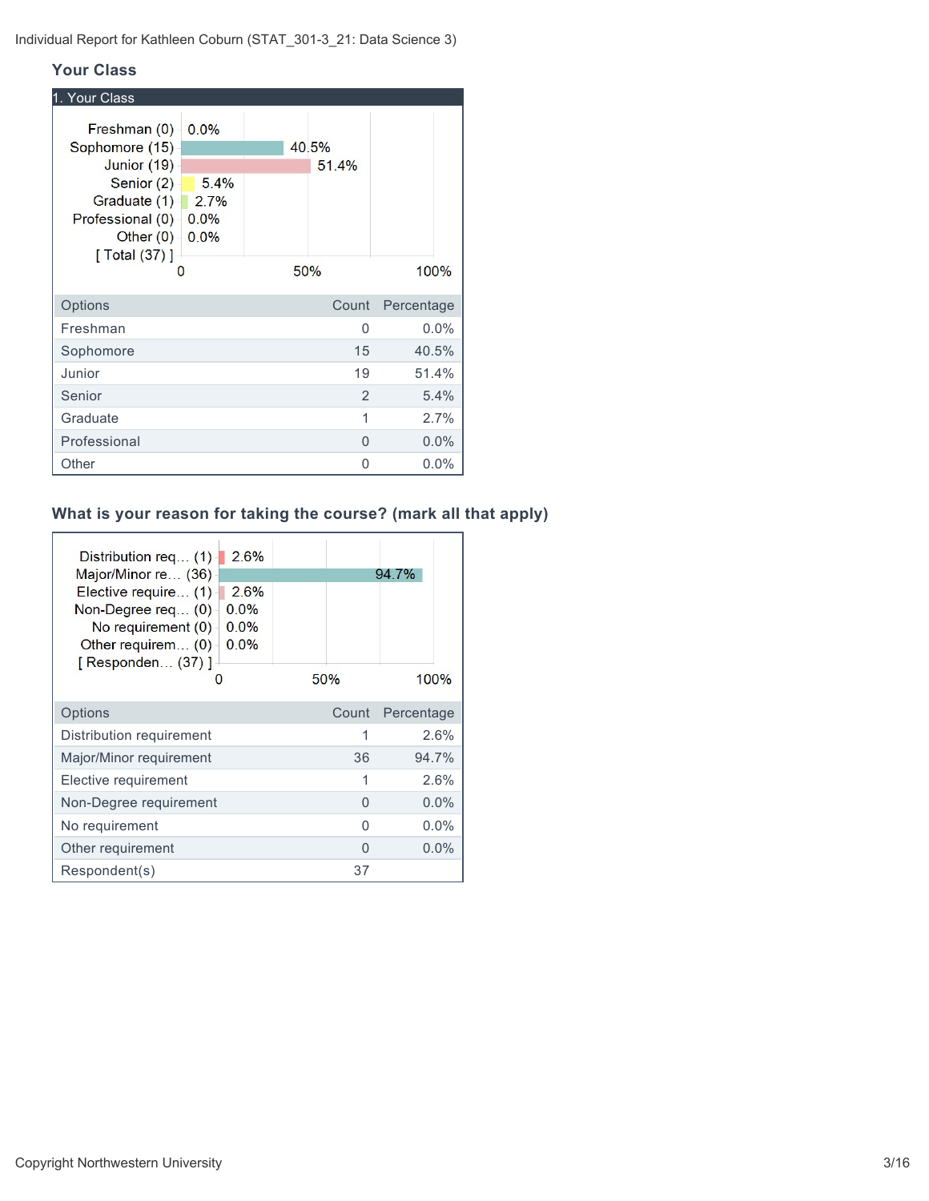Individual Report for Kathleen Coburn (STAT_301-3_21: Data Science 3)

## Your Class

### 1. Your Class

| Options | Count | Percentage |
|---|---|---|
| Freshman | 0 | 0.0% |
| Sophomore | 15 | 40.5% |
| Junior | 19 | 51.4% |
| Senior | 2 | 5.4% |
| Graduate | 1 | 2.7% |
| Professional | 0 | 0.0% |
| Other | 0 | 0.0% |

## What is your reason for taking the course? (mark all that apply)

| Options | Count | Percentage |
|---|---|---|
| Distribution requirement | 1 | 2.6% |
| Major/Minor requirement | 36 | 94.7% |
| Elective requirement | 1 | 2.6% |
| Non-Degree requirement | 0 | 0.0% |
| No requirement | 0 | 0.0% |
| Other requirement | 0 | 0.0% |
| Respondent(s) | 37 | |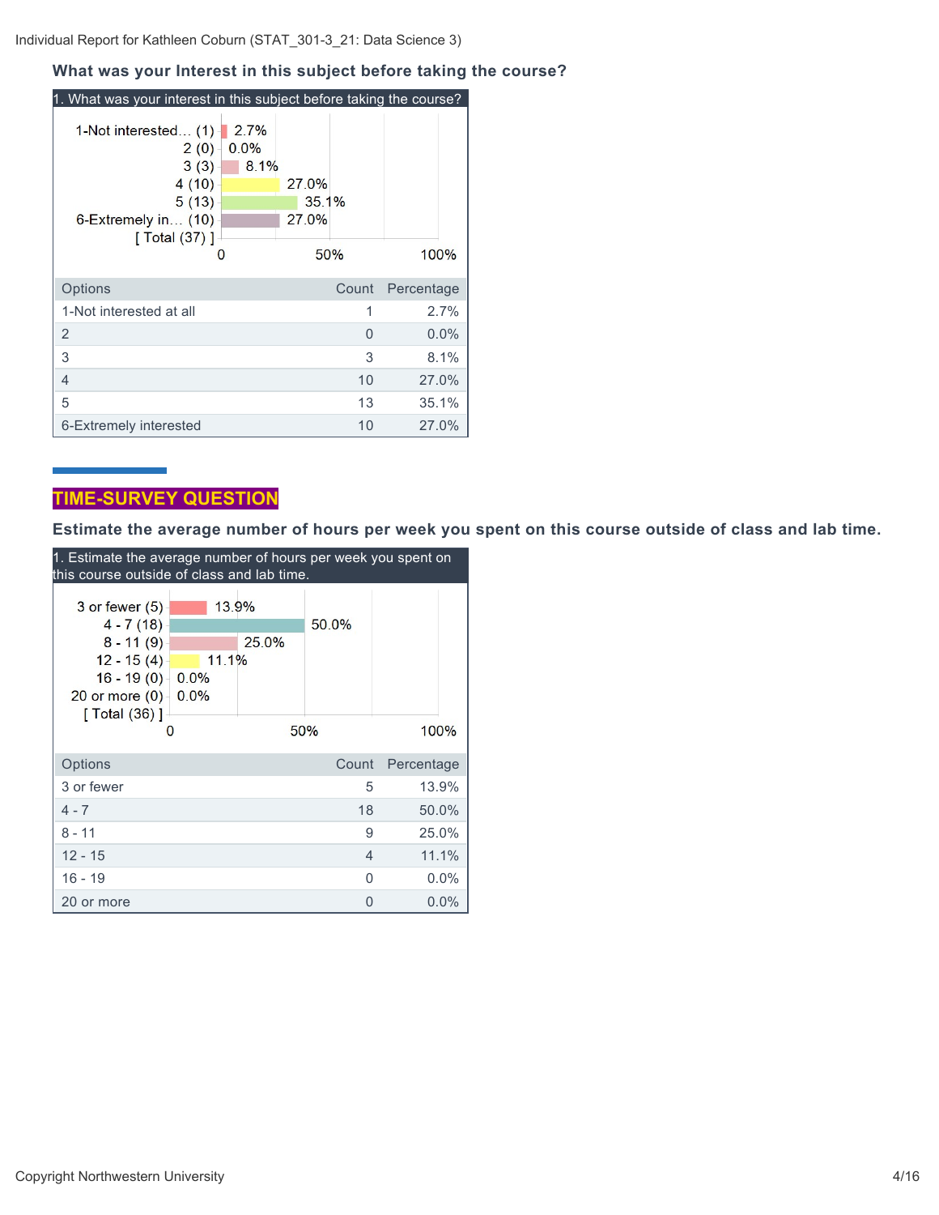### What was your Interest in this subject before taking the course?

1. What was your interest in this subject before taking the course?

| Options | Count | Percentage |
| --- | --- | --- |
| 1-Not interested at all | 1 | 2.7% |
| 2 | 0 | 0.0% |
| 3 | 3 | 8.1% |
| 4 | 10 | 27.0% |
| 5 | 13 | 35.1% |
| 6-Extremely interested | 10 | 27.0% |

[ Total (37) ]

## TIME-SURVEY QUESTION

### Estimate the average number of hours per week you spent on this course outside of class and lab time.

1. Estimate the average number of hours per week you spent on this course outside of class and lab time.

| Options | Count | Percentage |
| --- | --- | --- |
| 3 or fewer | 5 | 13.9% |
| 4 - 7 | 18 | 50.0% |
| 8 - 11 | 9 | 25.0% |
| 12 - 15 | 4 | 11.1% |
| 16 - 19 | 0 | 0.0% |
| 20 or more | 0 | 0.0% |

[ Total (36) ]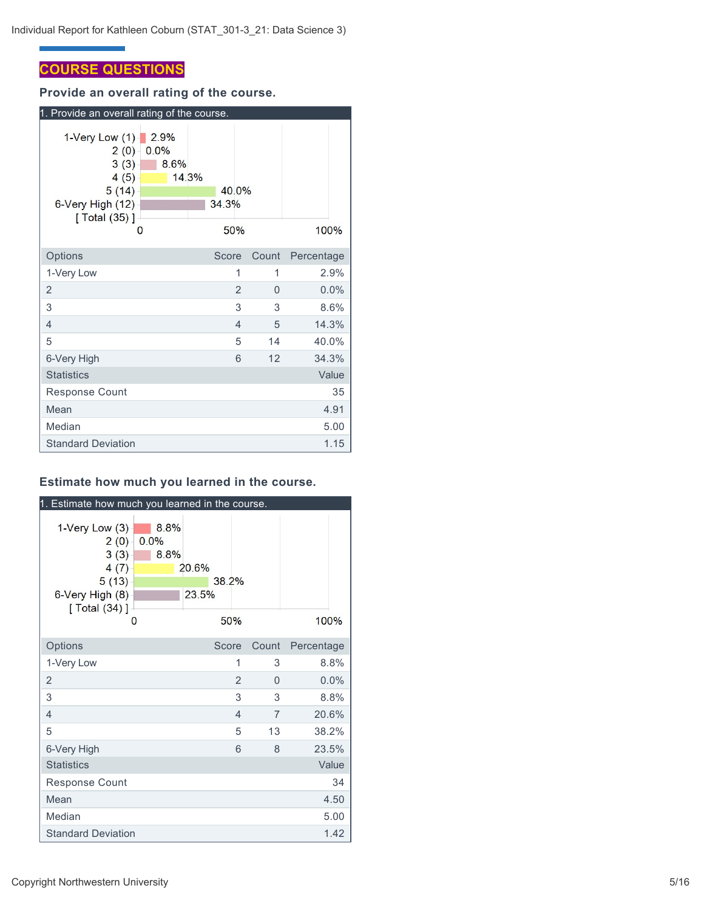## COURSE QUESTIONS

### Provide an overall rating of the course.

1. Provide an overall rating of the course.

- 1-Very Low (1) 2.9%
- 2 (0) 0.0%
- 3 (3) 8.6%
- 4 (5) 14.3%
- 5 (14) 40.0%
- 6-Very High (12) 34.3%
- [ Total (35) ]

| Options | Score | Count | Percentage |
|---|---|---|---|
| 1-Very Low | 1 | 1 | 2.9% |
| 2 | 2 | 0 | 0.0% |
| 3 | 3 | 3 | 8.6% |
| 4 | 4 | 5 | 14.3% |
| 5 | 5 | 14 | 40.0% |
| 6-Very High | 6 | 12 | 34.3% |

| Statistics | Value |
|---|---|
| Response Count | 35 |
| Mean | 4.91 |
| Median | 5.00 |
| Standard Deviation | 1.15 |

### Estimate how much you learned in the course.

1. Estimate how much you learned in the course.

- 1-Very Low (3) 8.8%
- 2 (0) 0.0%
- 3 (3) 8.8%
- 4 (7) 20.6%
- 5 (13) 38.2%
- 6-Very High (8) 23.5%
- [ Total (34) ]

| Options | Score | Count | Percentage |
|---|---|---|---|
| 1-Very Low | 1 | 3 | 8.8% |
| 2 | 2 | 0 | 0.0% |
| 3 | 3 | 3 | 8.8% |
| 4 | 4 | 7 | 20.6% |
| 5 | 5 | 13 | 38.2% |
| 6-Very High | 6 | 8 | 23.5% |

| Statistics | Value |
|---|---|
| Response Count | 34 |
| Mean | 4.50 |
| Median | 5.00 |
| Standard Deviation | 1.42 |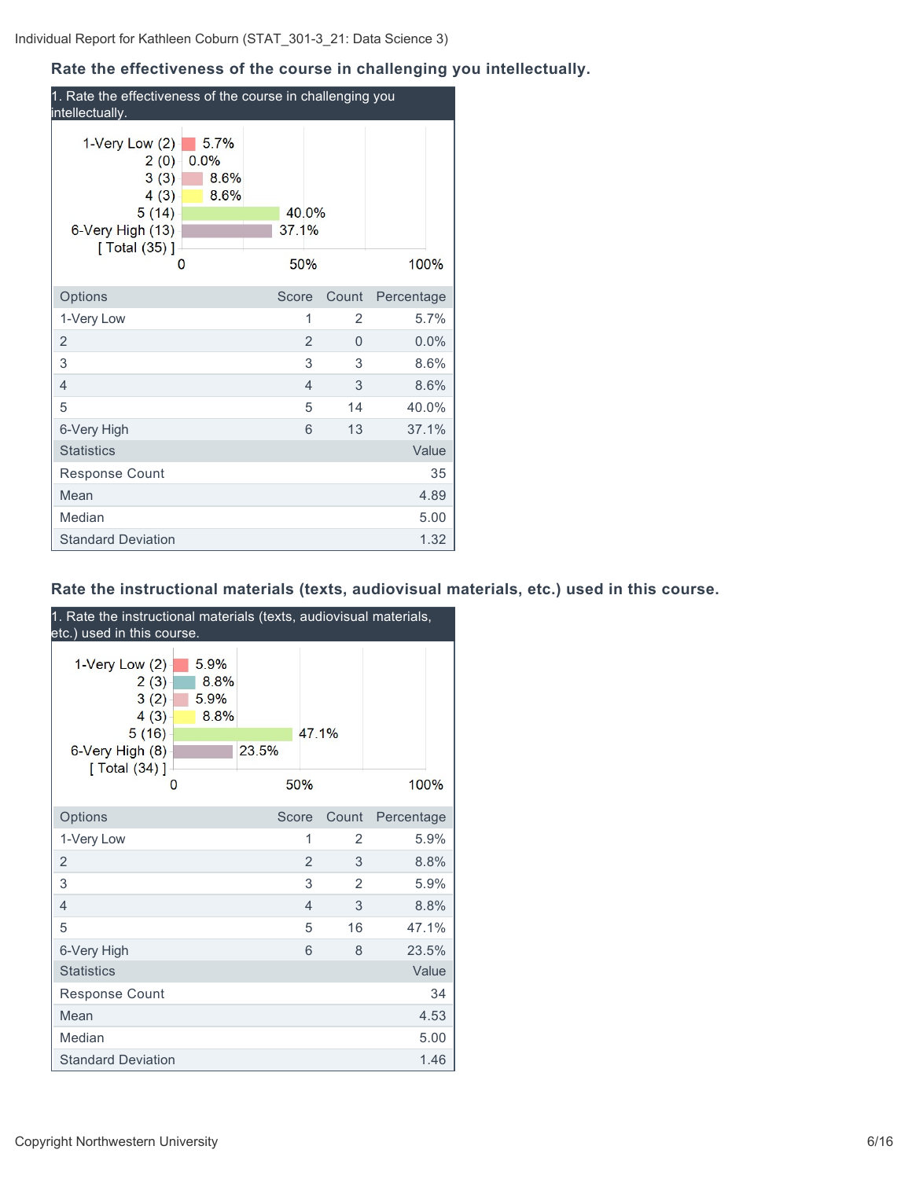### Rate the effectiveness of the course in challenging you intellectually.

1. Rate the effectiveness of the course in challenging you intellectually.

| Options | Score | Count | Percentage |
| --- | --- | --- | --- |
| 1-Very Low | 1 | 2 | 5.7% |
| 2 | 2 | 0 | 0.0% |
| 3 | 3 | 3 | 8.6% |
| 4 | 4 | 3 | 8.6% |
| 5 | 5 | 14 | 40.0% |
| 6-Very High | 6 | 13 | 37.1% |

| Statistics | Value |
| --- | --- |
| Response Count | 35 |
| Mean | 4.89 |
| Median | 5.00 |
| Standard Deviation | 1.32 |

### Rate the instructional materials (texts, audiovisual materials, etc.) used in this course.

1. Rate the instructional materials (texts, audiovisual materials, etc.) used in this course.

| Options | Score | Count | Percentage |
| --- | --- | --- | --- |
| 1-Very Low | 1 | 2 | 5.9% |
| 2 | 2 | 3 | 8.8% |
| 3 | 3 | 2 | 5.9% |
| 4 | 4 | 3 | 8.8% |
| 5 | 5 | 16 | 47.1% |
| 6-Very High | 6 | 8 | 23.5% |

| Statistics | Value |
| --- | --- |
| Response Count | 34 |
| Mean | 4.53 |
| Median | 5.00 |
| Standard Deviation | 1.46 |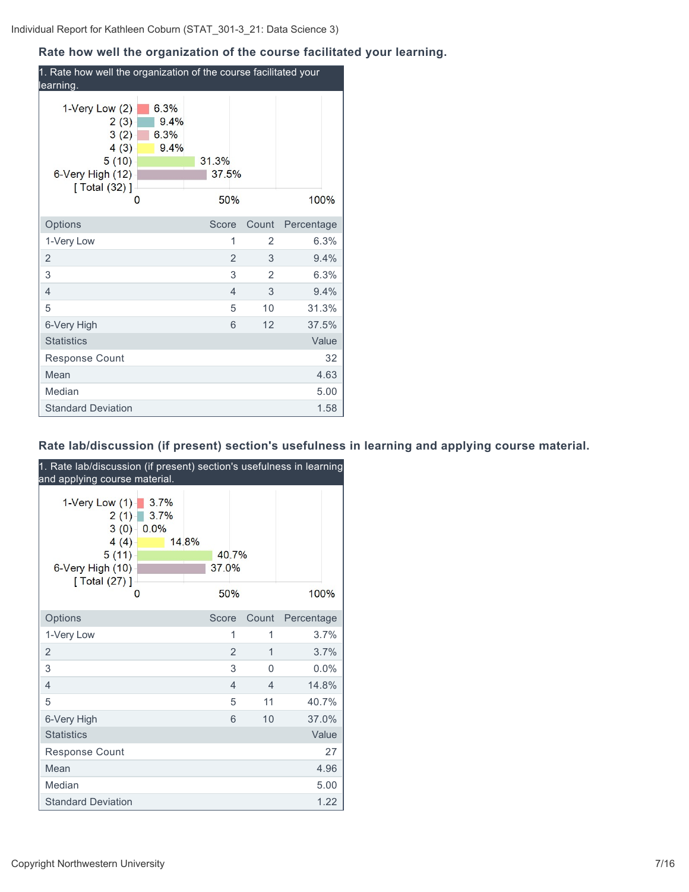### Rate how well the organization of the course facilitated your learning.

1. Rate how well the organization of the course facilitated your learning.

1-Very Low (2) 6.3%
2 (3) 9.4%
3 (2) 6.3%
4 (3) 9.4%
5 (10) 31.3%
6-Very High (12) 37.5%
[ Total (32) ]

| Options | Score | Count | Percentage |
|---|---|---|---|
| 1-Very Low | 1 | 2 | 6.3% |
| 2 | 2 | 3 | 9.4% |
| 3 | 3 | 2 | 6.3% |
| 4 | 4 | 3 | 9.4% |
| 5 | 5 | 10 | 31.3% |
| 6-Very High | 6 | 12 | 37.5% |

| Statistics | Value |
|---|---|
| Response Count | 32 |
| Mean | 4.63 |
| Median | 5.00 |
| Standard Deviation | 1.58 |

### Rate lab/discussion (if present) section's usefulness in learning and applying course material.

1. Rate lab/discussion (if present) section's usefulness in learning and applying course material.

1-Very Low (1) 3.7%
2 (1) 3.7%
3 (0) 0.0%
4 (4) 14.8%
5 (11) 40.7%
6-Very High (10) 37.0%
[ Total (27) ]

| Options | Score | Count | Percentage |
|---|---|---|---|
| 1-Very Low | 1 | 1 | 3.7% |
| 2 | 2 | 1 | 3.7% |
| 3 | 3 | 0 | 0.0% |
| 4 | 4 | 4 | 14.8% |
| 5 | 5 | 11 | 40.7% |
| 6-Very High | 6 | 10 | 37.0% |

| Statistics | Value |
|---|---|
| Response Count | 27 |
| Mean | 4.96 |
| Median | 5.00 |
| Standard Deviation | 1.22 |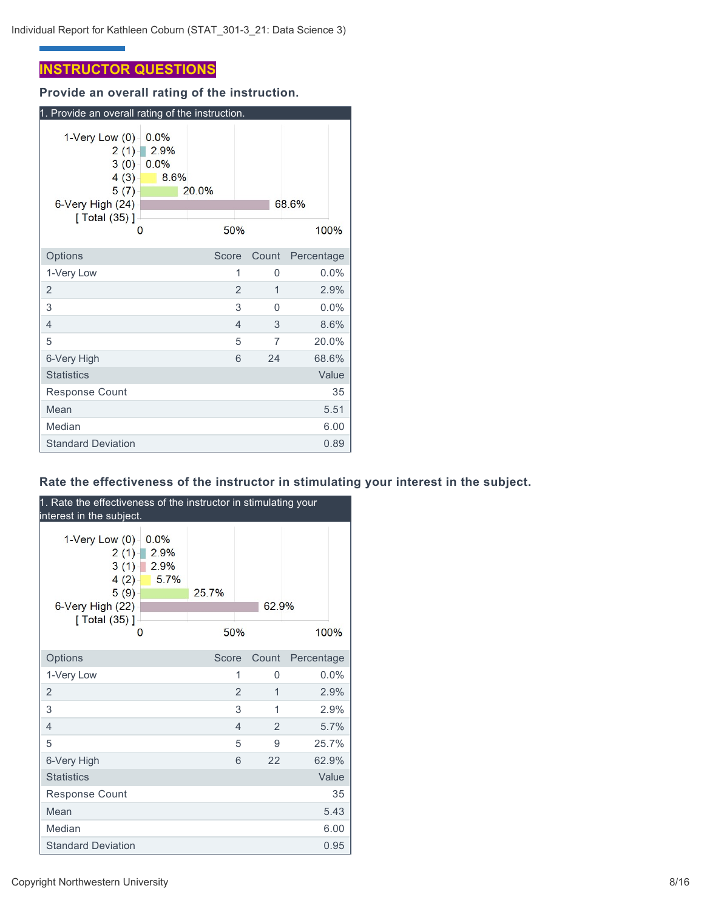## INSTRUCTOR QUESTIONS

### Provide an overall rating of the instruction.

1. Provide an overall rating of the instruction.

| Options | Score | Count | Percentage |
|---|---|---|---|
| 1-Very Low | 1 | 0 | 0.0% |
| 2 | 2 | 1 | 2.9% |
| 3 | 3 | 0 | 0.0% |
| 4 | 4 | 3 | 8.6% |
| 5 | 5 | 7 | 20.0% |
| 6-Very High | 6 | 24 | 68.6% |

| Statistics | Value |
|---|---|
| Response Count | 35 |
| Mean | 5.51 |
| Median | 6.00 |
| Standard Deviation | 0.89 |

### Rate the effectiveness of the instructor in stimulating your interest in the subject.

1. Rate the effectiveness of the instructor in stimulating your interest in the subject.

| Options | Score | Count | Percentage |
|---|---|---|---|
| 1-Very Low | 1 | 0 | 0.0% |
| 2 | 2 | 1 | 2.9% |
| 3 | 3 | 1 | 2.9% |
| 4 | 4 | 2 | 5.7% |
| 5 | 5 | 9 | 25.7% |
| 6-Very High | 6 | 22 | 62.9% |

| Statistics | Value |
|---|---|
| Response Count | 35 |
| Mean | 5.43 |
| Median | 6.00 |
| Standard Deviation | 0.95 |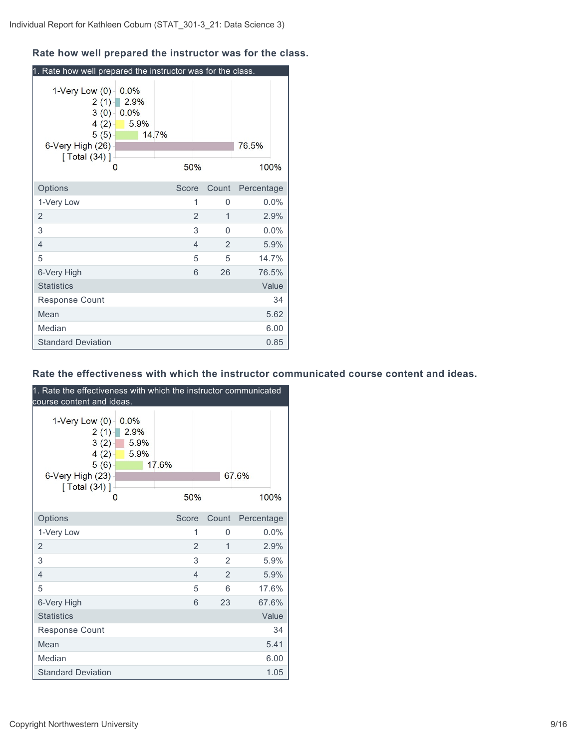## Rate how well prepared the instructor was for the class.

1. Rate how well prepared the instructor was for the class.

| Options | Score | Count | Percentage |
|---|---|---|---|
| 1-Very Low | 1 | 0 | 0.0% |
| 2 | 2 | 1 | 2.9% |
| 3 | 3 | 0 | 0.0% |
| 4 | 4 | 2 | 5.9% |
| 5 | 5 | 5 | 14.7% |
| 6-Very High | 6 | 26 | 76.5% |

| Statistics | Value |
|---|---|
| Response Count | 34 |
| Mean | 5.62 |
| Median | 6.00 |
| Standard Deviation | 0.85 |

## Rate the effectiveness with which the instructor communicated course content and ideas.

1. Rate the effectiveness with which the instructor communicated course content and ideas.

| Options | Score | Count | Percentage |
|---|---|---|---|
| 1-Very Low | 1 | 0 | 0.0% |
| 2 | 2 | 1 | 2.9% |
| 3 | 3 | 2 | 5.9% |
| 4 | 4 | 2 | 5.9% |
| 5 | 5 | 6 | 17.6% |
| 6-Very High | 6 | 23 | 67.6% |

| Statistics | Value |
|---|---|
| Response Count | 34 |
| Mean | 5.41 |
| Median | 6.00 |
| Standard Deviation | 1.05 |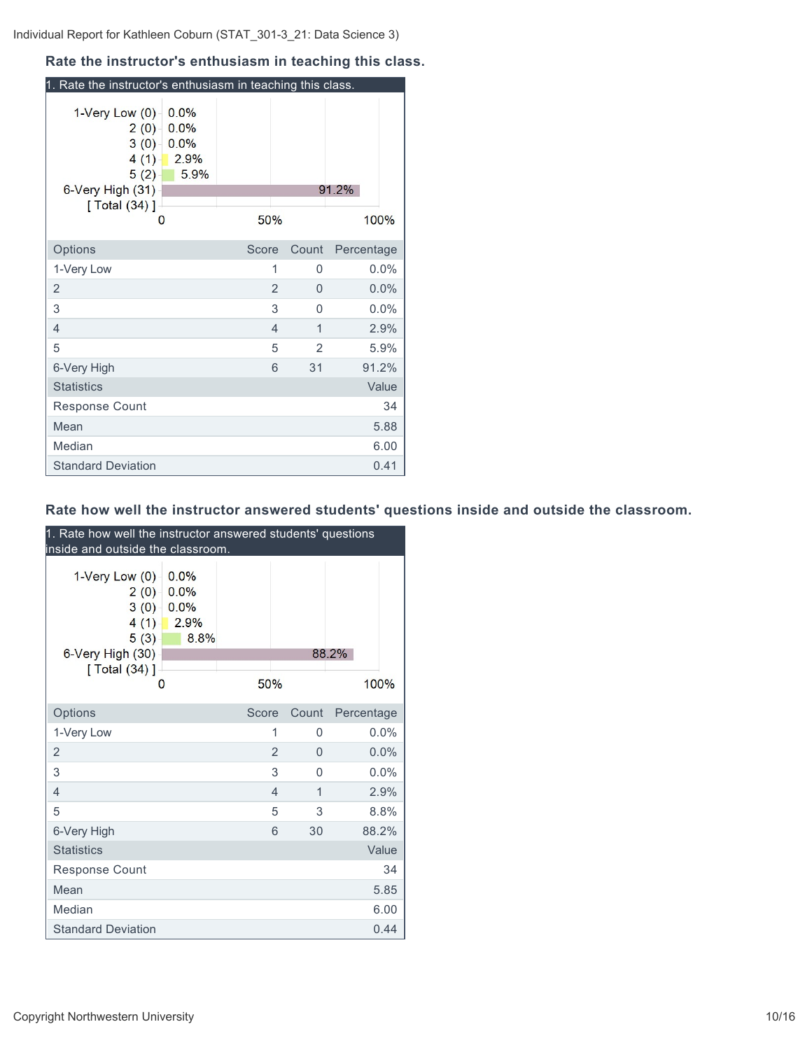Individual Report for Kathleen Coburn (STAT_301-3_21: Data Science 3)

### Rate the instructor's enthusiasm in teaching this class.

1. Rate the instructor's enthusiasm in teaching this class.

1-Very Low (0) 0.0%
2 (0) 0.0%
3 (0) 0.0%
4 (1) 2.9%
5 (2) 5.9%
6-Very High (31) 91.2%
[ Total (34) ]

0 50% 100%

| Options | Score | Count | Percentage |
|---|---|---|---|
| 1-Very Low | 1 | 0 | 0.0% |
| 2 | 2 | 0 | 0.0% |
| 3 | 3 | 0 | 0.0% |
| 4 | 4 | 1 | 2.9% |
| 5 | 5 | 2 | 5.9% |
| 6-Very High | 6 | 31 | 91.2% |
| **Statistics** | | | **Value** |
| Response Count | | | 34 |
| Mean | | | 5.88 |
| Median | | | 6.00 |
| Standard Deviation | | | 0.41 |

### Rate how well the instructor answered students' questions inside and outside the classroom.

1. Rate how well the instructor answered students' questions inside and outside the classroom.

1-Very Low (0) 0.0%
2 (0) 0.0%
3 (0) 0.0%
4 (1) 2.9%
5 (3) 8.8%
6-Very High (30) 88.2%
[ Total (34) ]

0 50% 100%

| Options | Score | Count | Percentage |
|---|---|---|---|
| 1-Very Low | 1 | 0 | 0.0% |
| 2 | 2 | 0 | 0.0% |
| 3 | 3 | 0 | 0.0% |
| 4 | 4 | 1 | 2.9% |
| 5 | 5 | 3 | 8.8% |
| 6-Very High | 6 | 30 | 88.2% |
| **Statistics** | | | **Value** |
| Response Count | | | 34 |
| Mean | | | 5.85 |
| Median | | | 6.00 |
| Standard Deviation | | | 0.44 |

Copyright Northwestern University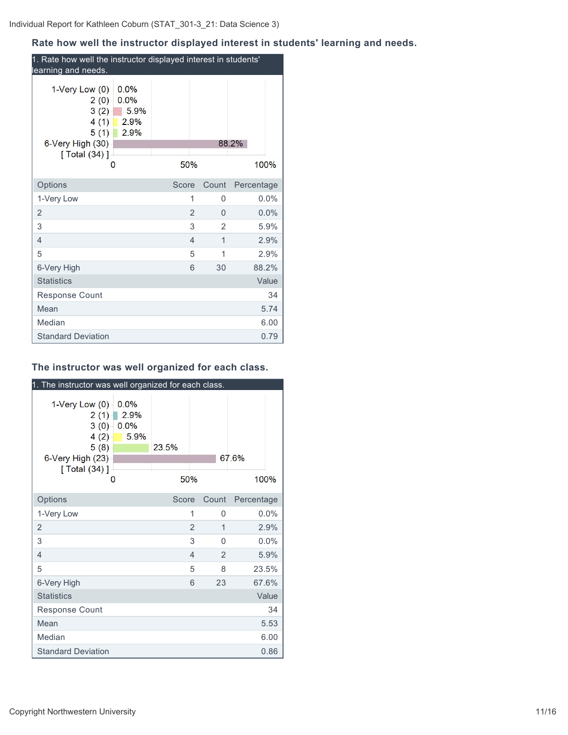### Rate how well the instructor displayed interest in students' learning and needs.

1. Rate how well the instructor displayed interest in students' learning and needs.

| Options | Score | Count | Percentage |
| --- | --- | --- | --- |
| 1-Very Low | 1 | 0 | 0.0% |
| 2 | 2 | 0 | 0.0% |
| 3 | 3 | 2 | 5.9% |
| 4 | 4 | 1 | 2.9% |
| 5 | 5 | 1 | 2.9% |
| 6-Very High | 6 | 30 | 88.2% |

| Statistics | Value |
| --- | --- |
| Response Count | 34 |
| Mean | 5.74 |
| Median | 6.00 |
| Standard Deviation | 0.79 |

### The instructor was well organized for each class.

1. The instructor was well organized for each class.

| Options | Score | Count | Percentage |
| --- | --- | --- | --- |
| 1-Very Low | 1 | 0 | 0.0% |
| 2 | 2 | 1 | 2.9% |
| 3 | 3 | 0 | 0.0% |
| 4 | 4 | 2 | 5.9% |
| 5 | 5 | 8 | 23.5% |
| 6-Very High | 6 | 23 | 67.6% |

| Statistics | Value |
| --- | --- |
| Response Count | 34 |
| Mean | 5.53 |
| Median | 6.00 |
| Standard Deviation | 0.86 |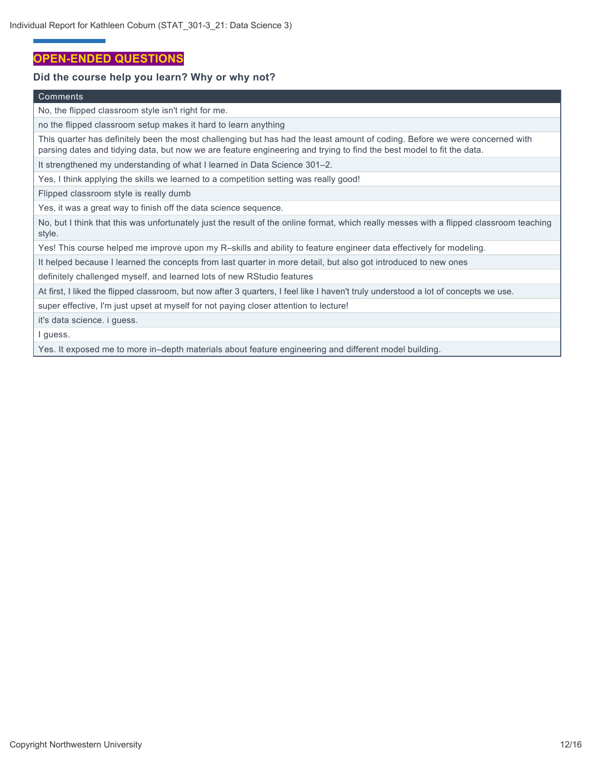## OPEN-ENDED QUESTIONS

### Did the course help you learn? Why or why not?

| Comments |
| --- |
| No, the flipped classroom style isn't right for me. |
| no the flipped classroom setup makes it hard to learn anything |
| This quarter has definitely been the most challenging but has had the least amount of coding. Before we were concerned with parsing dates and tidying data, but now we are feature engineering and trying to find the best model to fit the data. |
| It strengthened my understanding of what I learned in Data Science 301–2. |
| Yes, I think applying the skills we learned to a competition setting was really good! |
| Flipped classroom style is really dumb |
| Yes, it was a great way to finish off the data science sequence. |
| No, but I think that this was unfortunately just the result of the online format, which really messes with a flipped classroom teaching style. |
| Yes! This course helped me improve upon my R–skills and ability to feature engineer data effectively for modeling. |
| It helped because I learned the concepts from last quarter in more detail, but also got introduced to new ones |
| definitely challenged myself, and learned lots of new RStudio features |
| At first, I liked the flipped classroom, but now after 3 quarters, I feel like I haven't truly understood a lot of concepts we use. |
| super effective, I'm just upset at myself for not paying closer attention to lecture! |
| it's data science. i guess. |
| I guess. |
| Yes. It exposed me to more in–depth materials about feature engineering and different model building. |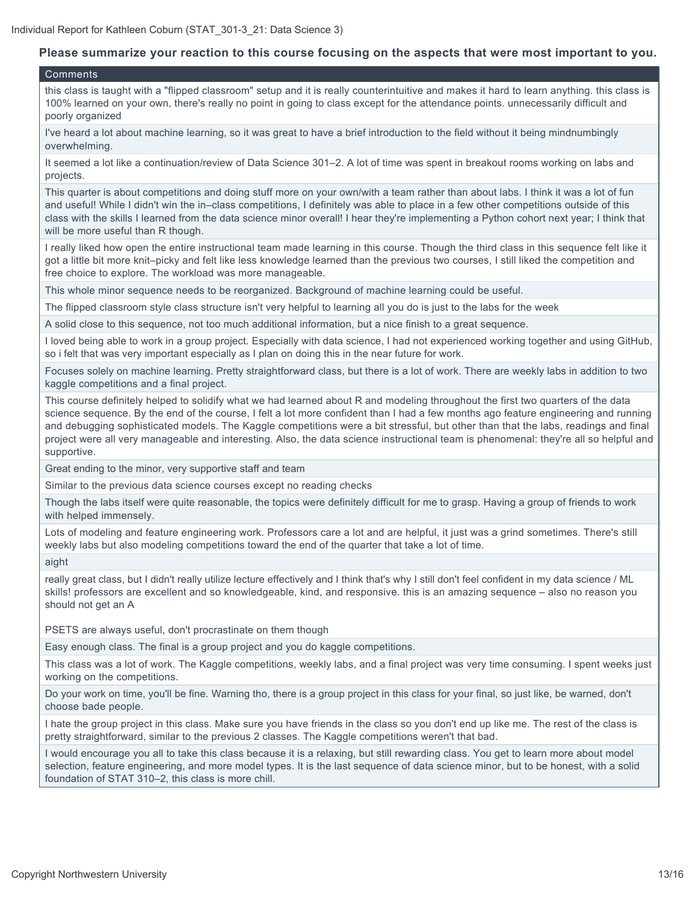**Please summarize your reaction to this course focusing on the aspects that were most important to you.**

| Comments |
| --- |
| this class is taught with a "flipped classroom" setup and it is really counterintuitive and makes it hard to learn anything. this class is 100% learned on your own, there's really no point in going to class except for the attendance points. unnecessarily difficult and poorly organized |
| I've heard a lot about machine learning, so it was great to have a brief introduction to the field without it being mindnumbingly overwhelming. |
| It seemed a lot like a continuation/review of Data Science 301–2. A lot of time was spent in breakout rooms working on labs and projects. |
| This quarter is about competitions and doing stuff more on your own/with a team rather than about labs. I think it was a lot of fun and useful! While I didn't win the in–class competitions, I definitely was able to place in a few other competitions outside of this class with the skills I learned from the data science minor overall! I hear they're implementing a Python cohort next year; I think that will be more useful than R though. |
| I really liked how open the entire instructional team made learning in this course. Though the third class in this sequence felt like it got a little bit more knit–picky and felt like less knowledge learned than the previous two courses, I still liked the competition and free choice to explore. The workload was more manageable. |
| This whole minor sequence needs to be reorganized. Background of machine learning could be useful. |
| The flipped classroom style class structure isn't very helpful to learning all you do is just to the labs for the week |
| A solid close to this sequence, not too much additional information, but a nice finish to a great sequence. |
| I loved being able to work in a group project. Especially with data science, I had not experienced working together and using GitHub, so i felt that was very important especially as I plan on doing this in the near future for work. |
| Focuses solely on machine learning. Pretty straightforward class, but there is a lot of work. There are weekly labs in addition to two kaggle competitions and a final project. |
| This course definitely helped to solidify what we had learned about R and modeling throughout the first two quarters of the data science sequence. By the end of the course, I felt a lot more confident than I had a few months ago feature engineering and running and debugging sophisticated models. The Kaggle competitions were a bit stressful, but other than that the labs, readings and final project were all very manageable and interesting. Also, the data science instructional team is phenomenal: they're all so helpful and supportive. |
| Great ending to the minor, very supportive staff and team |
| Similar to the previous data science courses except no reading checks |
| Though the labs itself were quite reasonable, the topics were definitely difficult for me to grasp. Having a group of friends to work with helped immensely. |
| Lots of modeling and feature engineering work. Professors care a lot and are helpful, it just was a grind sometimes. There's still weekly labs but also modeling competitions toward the end of the quarter that take a lot of time. |
| aight |
| really great class, but I didn't really utilize lecture effectively and I think that's why I still don't feel confident in my data science / ML skills! professors are excellent and so knowledgeable, kind, and responsive. this is an amazing sequence – also no reason you should not get an A<br><br>PSETS are always useful, don't procrastinate on them though |
| Easy enough class. The final is a group project and you do kaggle competitions. |
| This class was a lot of work. The Kaggle competitions, weekly labs, and a final project was very time consuming. I spent weeks just working on the competitions. |
| Do your work on time, you'll be fine. Warning tho, there is a group project in this class for your final, so just like, be warned, don't choose bade people. |
| I hate the group project in this class. Make sure you have friends in the class so you don't end up like me. The rest of the class is pretty straightforward, similar to the previous 2 classes. The Kaggle competitions weren't that bad. |
| I would encourage you all to take this class because it is a relaxing, but still rewarding class. You get to learn more about model selection, feature engineering, and more model types. It is the last sequence of data science minor, but to be honest, with a solid foundation of STAT 310–2, this class is more chill. |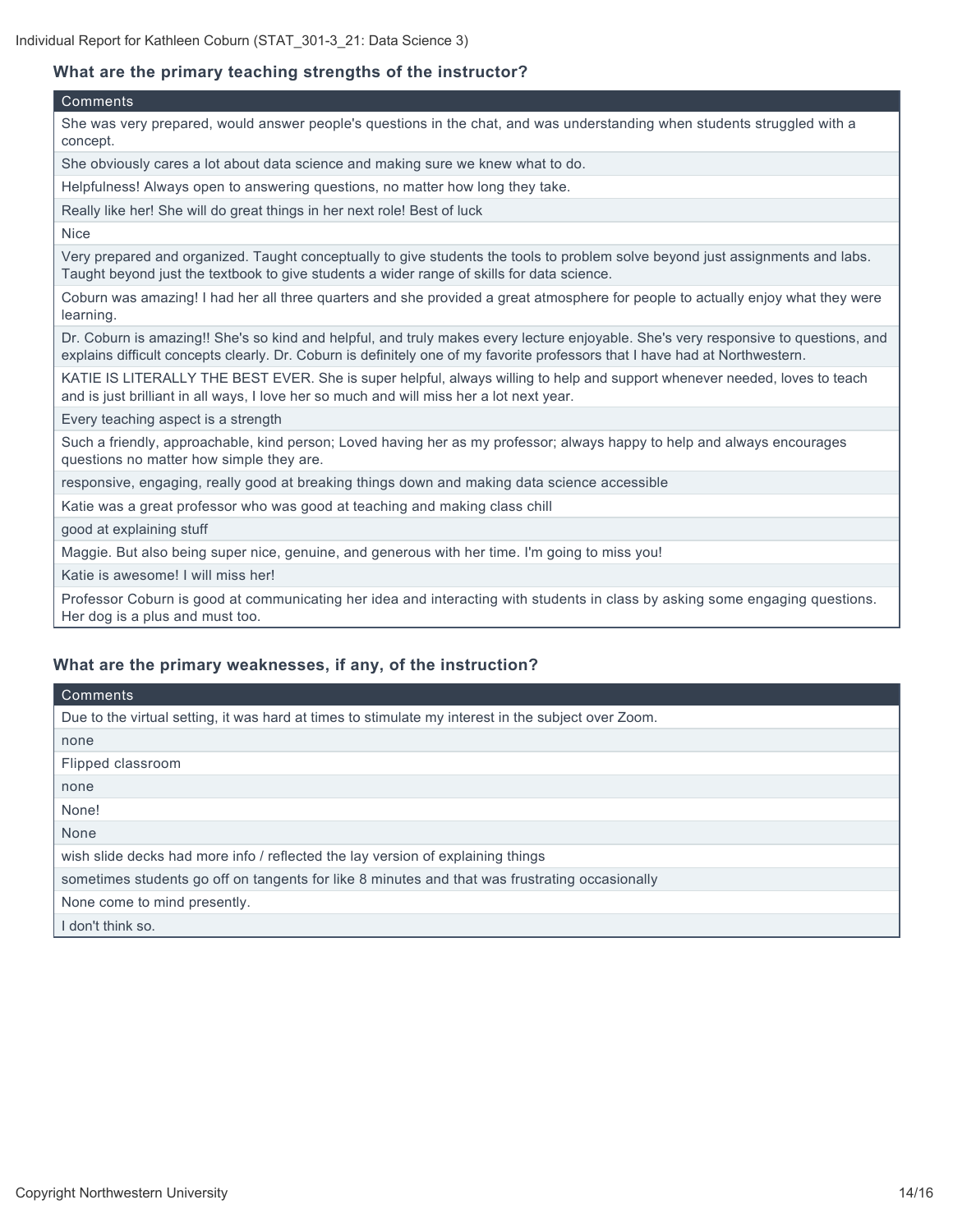### What are the primary teaching strengths of the instructor?

| Comments |
|---|
| She was very prepared, would answer people's questions in the chat, and was understanding when students struggled with a concept. |
| She obviously cares a lot about data science and making sure we knew what to do. |
| Helpfulness! Always open to answering questions, no matter how long they take. |
| Really like her! She will do great things in her next role! Best of luck |
| Nice |
| Very prepared and organized. Taught conceptually to give students the tools to problem solve beyond just assignments and labs. Taught beyond just the textbook to give students a wider range of skills for data science. |
| Coburn was amazing! I had her all three quarters and she provided a great atmosphere for people to actually enjoy what they were learning. |
| Dr. Coburn is amazing!! She's so kind and helpful, and truly makes every lecture enjoyable. She's very responsive to questions, and explains difficult concepts clearly. Dr. Coburn is definitely one of my favorite professors that I have had at Northwestern. |
| KATIE IS LITERALLY THE BEST EVER. She is super helpful, always willing to help and support whenever needed, loves to teach and is just brilliant in all ways, I love her so much and will miss her a lot next year. |
| Every teaching aspect is a strength |
| Such a friendly, approachable, kind person; Loved having her as my professor; always happy to help and always encourages questions no matter how simple they are. |
| responsive, engaging, really good at breaking things down and making data science accessible |
| Katie was a great professor who was good at teaching and making class chill |
| good at explaining stuff |
| Maggie. But also being super nice, genuine, and generous with her time. I'm going to miss you! |
| Katie is awesome! I will miss her! |
| Professor Coburn is good at communicating her idea and interacting with students in class by asking some engaging questions. Her dog is a plus and must too. |

### What are the primary weaknesses, if any, of the instruction?

| Comments |
|---|
| Due to the virtual setting, it was hard at times to stimulate my interest in the subject over Zoom. |
| none |
| Flipped classroom |
| none |
| None! |
| None |
| wish slide decks had more info / reflected the lay version of explaining things |
| sometimes students go off on tangents for like 8 minutes and that was frustrating occasionally |
| None come to mind presently. |
| I don't think so. |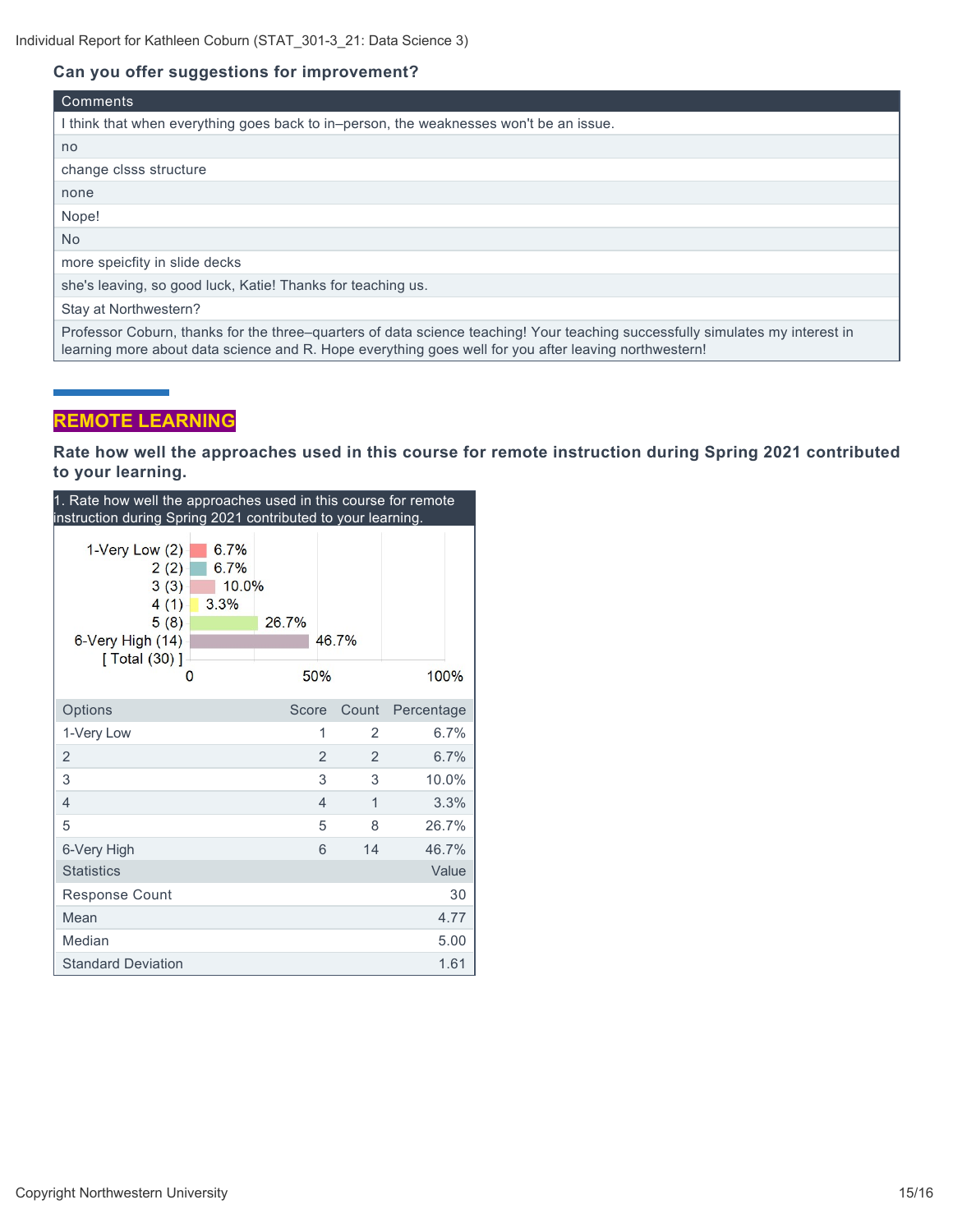### Can you offer suggestions for improvement?

| Comments |
|---|
| I think that when everything goes back to in–person, the weaknesses won't be an issue. |
| no |
| change clsss structure |
| none |
| Nope! |
| No |
| more speicfity in slide decks |
| she's leaving, so good luck, Katie! Thanks for teaching us. |
| Stay at Northwestern? |
| Professor Coburn, thanks for the three–quarters of data science teaching! Your teaching successfully simulates my interest in learning more about data science and R. Hope everything goes well for you after leaving northwestern! |

## REMOTE LEARNING

### Rate how well the approaches used in this course for remote instruction during Spring 2021 contributed to your learning.

1. Rate how well the approaches used in this course for remote instruction during Spring 2021 contributed to your learning.

| Options | Score | Count | Percentage |
|---|---|---|---|
| 1-Very Low | 1 | 2 | 6.7% |
| 2 | 2 | 2 | 6.7% |
| 3 | 3 | 3 | 10.0% |
| 4 | 4 | 1 | 3.3% |
| 5 | 5 | 8 | 26.7% |
| 6-Very High | 6 | 14 | 46.7% |

| Statistics | Value |
|---|---|
| Response Count | 30 |
| Mean | 4.77 |
| Median | 5.00 |
| Standard Deviation | 1.61 |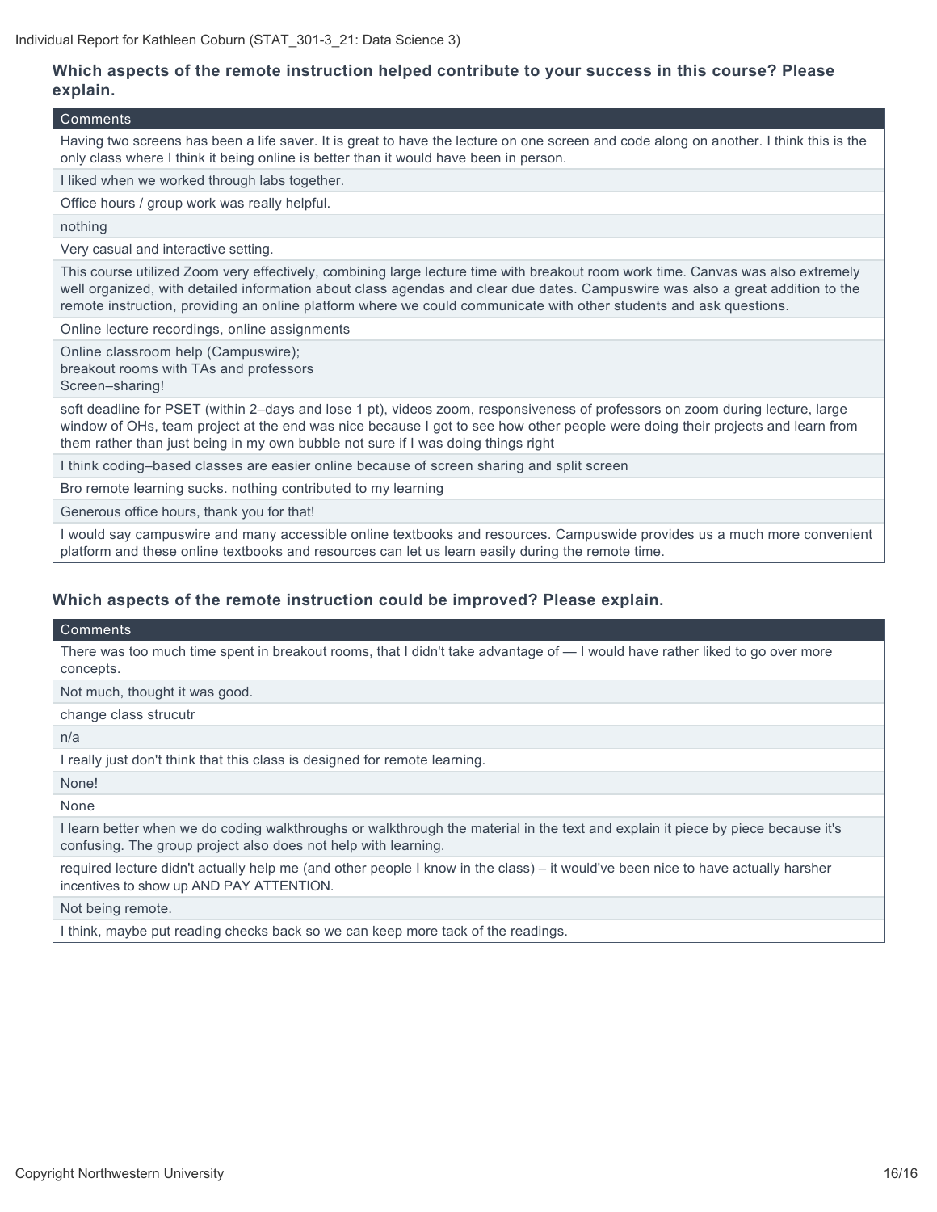### Which aspects of the remote instruction helped contribute to your success in this course? Please explain.

| Comments |
|---|
| Having two screens has been a life saver. It is great to have the lecture on one screen and code along on another. I think this is the only class where I think it being online is better than it would have been in person. |
| I liked when we worked through labs together. |
| Office hours / group work was really helpful. |
| nothing |
| Very casual and interactive setting. |
| This course utilized Zoom very effectively, combining large lecture time with breakout room work time. Canvas was also extremely well organized, with detailed information about class agendas and clear due dates. Campuswire was also a great addition to the remote instruction, providing an online platform where we could communicate with other students and ask questions. |
| Online lecture recordings, online assignments |
| Online classroom help (Campuswire); breakout rooms with TAs and professors Screen–sharing! |
| soft deadline for PSET (within 2–days and lose 1 pt), videos zoom, responsiveness of professors on zoom during lecture, large window of OHs, team project at the end was nice because I got to see how other people were doing their projects and learn from them rather than just being in my own bubble not sure if I was doing things right |
| I think coding–based classes are easier online because of screen sharing and split screen |
| Bro remote learning sucks. nothing contributed to my learning |
| Generous office hours, thank you for that! |
| I would say campuswire and many accessible online textbooks and resources. Campuswide provides us a much more convenient platform and these online textbooks and resources can let us learn easily during the remote time. |

### Which aspects of the remote instruction could be improved? Please explain.

| Comments |
|---|
| There was too much time spent in breakout rooms, that I didn't take advantage of — I would have rather liked to go over more concepts. |
| Not much, thought it was good. |
| change class strucutr |
| n/a |
| I really just don't think that this class is designed for remote learning. |
| None! |
| None |
| I learn better when we do coding walkthroughs or walkthrough the material in the text and explain it piece by piece because it's confusing. The group project also does not help with learning. |
| required lecture didn't actually help me (and other people I know in the class) – it would've been nice to have actually harsher incentives to show up AND PAY ATTENTION. |
| Not being remote. |
| I think, maybe put reading checks back so we can keep more tack of the readings. |